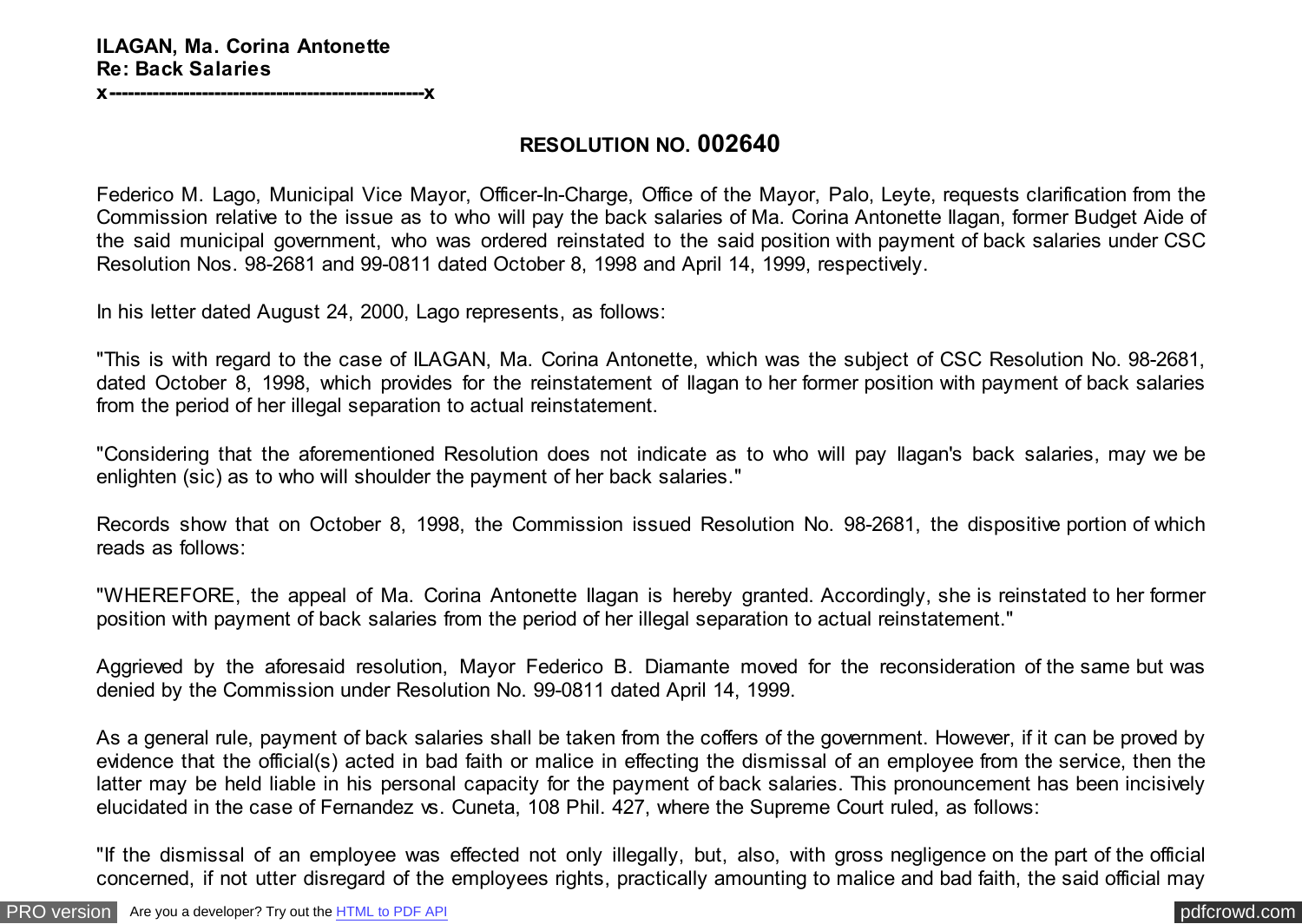**ILAGAN, Ma. Corina Antonette**
**Re: Back Salaries**
**x---------------------------------------------------x**

## RESOLUTION NO. 002640

Federico M. Lago, Municipal Vice Mayor, Officer-In-Charge, Office of the Mayor, Palo, Leyte, requests clarification from the Commission relative to the issue as to who will pay the back salaries of Ma. Corina Antonette Ilagan, former Budget Aide of the said municipal government, who was ordered reinstated to the said position with payment of back salaries under CSC Resolution Nos. 98-2681 and 99-0811 dated October 8, 1998 and April 14, 1999, respectively.

In his letter dated August 24, 2000, Lago represents, as follows:

"This is with regard to the case of ILAGAN, Ma. Corina Antonette, which was the subject of CSC Resolution No. 98-2681, dated October 8, 1998, which provides for the reinstatement of Ilagan to her former position with payment of back salaries from the period of her illegal separation to actual reinstatement.

"Considering that the aforementioned Resolution does not indicate as to who will pay Ilagan's back salaries, may we be enlighten (sic) as to who will shoulder the payment of her back salaries."

Records show that on October 8, 1998, the Commission issued Resolution No. 98-2681, the dispositive portion of which reads as follows:

"WHEREFORE, the appeal of Ma. Corina Antonette Ilagan is hereby granted. Accordingly, she is reinstated to her former position with payment of back salaries from the period of her illegal separation to actual reinstatement."

Aggrieved by the aforesaid resolution, Mayor Federico B. Diamante moved for the reconsideration of the same but was denied by the Commission under Resolution No. 99-0811 dated April 14, 1999.

As a general rule, payment of back salaries shall be taken from the coffers of the government. However, if it can be proved by evidence that the official(s) acted in bad faith or malice in effecting the dismissal of an employee from the service, then the latter may be held liable in his personal capacity for the payment of back salaries. This pronouncement has been incisively elucidated in the case of Fernandez vs. Cuneta, 108 Phil. 427, where the Supreme Court ruled, as follows:

"If the dismissal of an employee was effected not only illegally, but, also, with gross negligence on the part of the official concerned, if not utter disregard of the employees rights, practically amounting to malice and bad faith, the said official may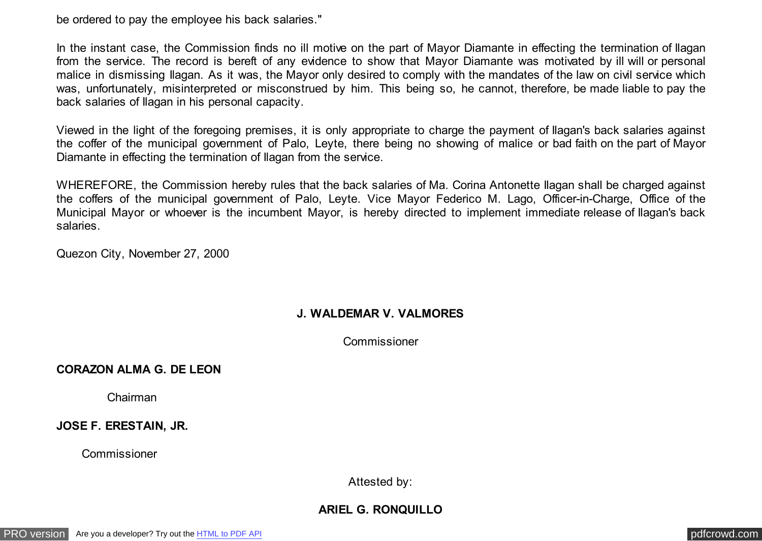be ordered to pay the employee his back salaries."

In the instant case, the Commission finds no ill motive on the part of Mayor Diamante in effecting the termination of Ilagan from the service. The record is bereft of any evidence to show that Mayor Diamante was motivated by ill will or personal malice in dismissing Ilagan. As it was, the Mayor only desired to comply with the mandates of the law on civil service which was, unfortunately, misinterpreted or misconstrued by him. This being so, he cannot, therefore, be made liable to pay the back salaries of Ilagan in his personal capacity.

Viewed in the light of the foregoing premises, it is only appropriate to charge the payment of Ilagan's back salaries against the coffer of the municipal government of Palo, Leyte, there being no showing of malice or bad faith on the part of Mayor Diamante in effecting the termination of Ilagan from the service.

WHEREFORE, the Commission hereby rules that the back salaries of Ma. Corina Antonette Ilagan shall be charged against the coffers of the municipal government of Palo, Leyte. Vice Mayor Federico M. Lago, Officer-in-Charge, Office of the Municipal Mayor or whoever is the incumbent Mayor, is hereby directed to implement immediate release of Ilagan's back salaries.

Quezon City, November 27, 2000

**J. WALDEMAR V. VALMORES**

Commissioner

**CORAZON ALMA G. DE LEON**

Chairman

**JOSE F. ERESTAIN, JR.**

Commissioner

Attested by:

**ARIEL G. RONQUILLO**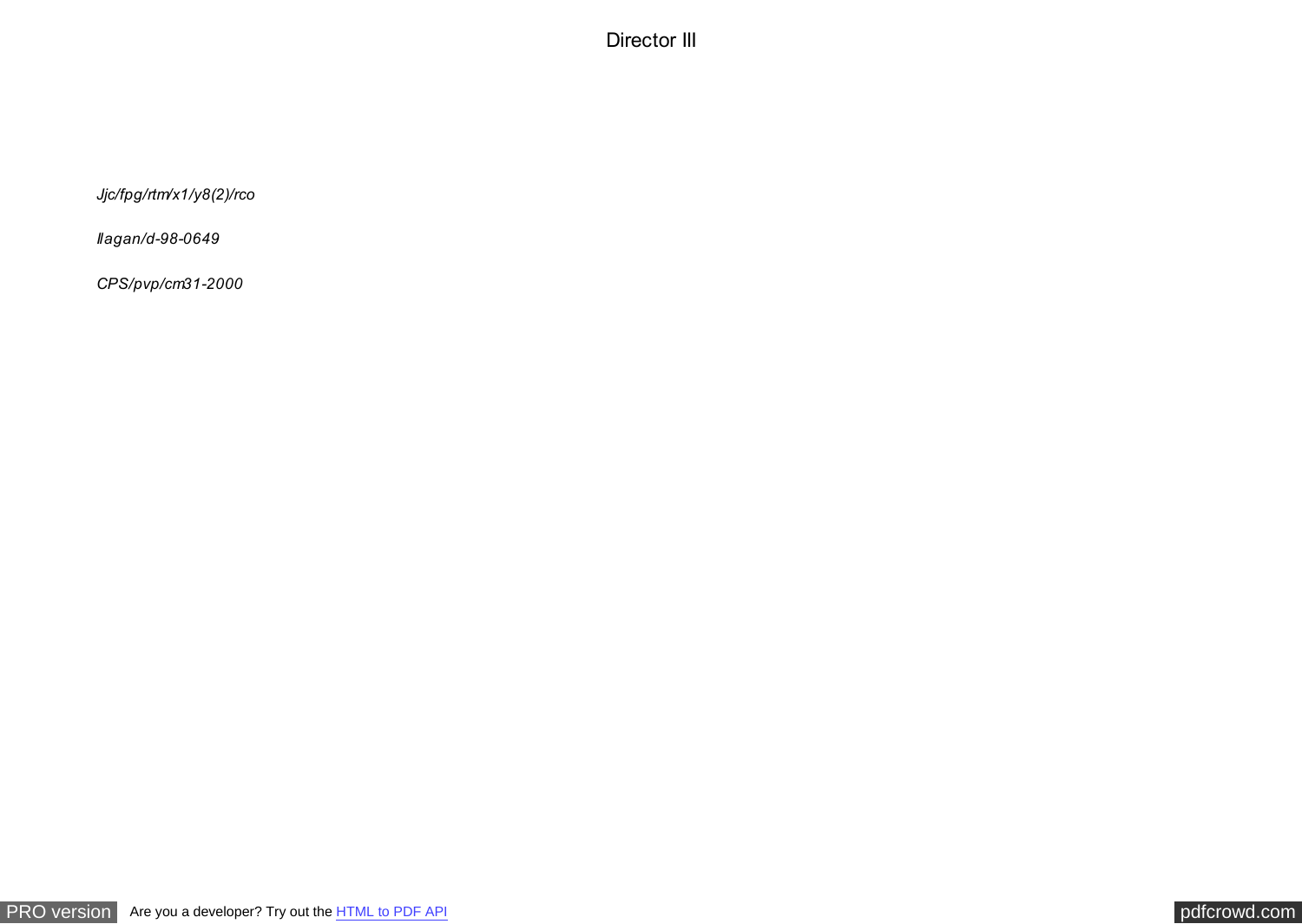Director III

*Jjc/fpg/rtm/x1/y8(2)/rco*

*Ilagan/d-98-0649*

*CPS/pvp/cm31-2000*